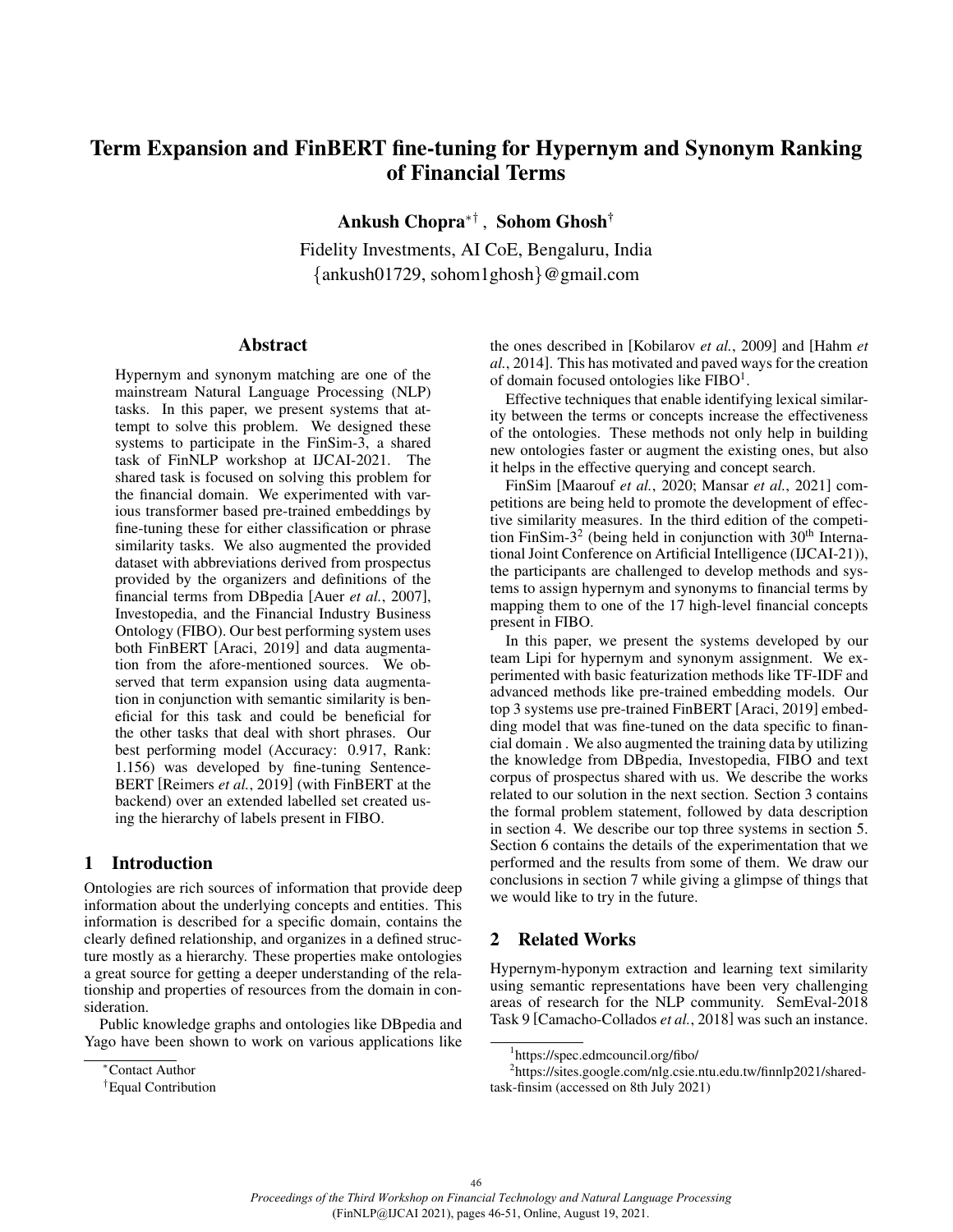# Term Expansion and FinBERT fine-tuning for Hypernym and Synonym Ranking of Financial Terms

**Ankush Chopra**[*†], **Sohom Ghosh**[†]

Fidelity Investments, AI CoE, Bengaluru, India
{ankush01729, sohom1ghosh}@gmail.com

## Abstract

Hypernym and synonym matching are one of the mainstream Natural Language Processing (NLP) tasks. In this paper, we present systems that attempt to solve this problem. We designed these systems to participate in the FinSim-3, a shared task of FinNLP workshop at IJCAI-2021. The shared task is focused on solving this problem for the financial domain. We experimented with various transformer based pre-trained embeddings by fine-tuning these for either classification or phrase similarity tasks. We also augmented the provided dataset with abbreviations derived from prospectus provided by the organizers and definitions of the financial terms from DBpedia [Auer *et al.*, 2007], Investopedia, and the Financial Industry Business Ontology (FIBO). Our best performing system uses both FinBERT [Araci, 2019] and data augmentation from the afore-mentioned sources. We observed that term expansion using data augmentation in conjunction with semantic similarity is beneficial for this task and could be beneficial for the other tasks that deal with short phrases. Our best performing model (Accuracy: 0.917, Rank: 1.156) was developed by fine-tuning SentenceBERT [Reimers *et al.*, 2019] (with FinBERT at the backend) over an extended labelled set created using the hierarchy of labels present in FIBO.

## 1 Introduction

Ontologies are rich sources of information that provide deep information about the underlying concepts and entities. This information is described for a specific domain, contains the clearly defined relationship, and organizes in a defined structure mostly as a hierarchy. These properties make ontologies a great source for getting a deeper understanding of the relationship and properties of resources from the domain in consideration.

Public knowledge graphs and ontologies like DBpedia and Yago have been shown to work on various applications like the ones described in [Kobilarov *et al.*, 2009] and [Hahm *et al.*, 2014]. This has motivated and paved ways for the creation of domain focused ontologies like FIBO[1].

Effective techniques that enable identifying lexical similarity between the terms or concepts increase the effectiveness of the ontologies. These methods not only help in building new ontologies faster or augment the existing ones, but also it helps in the effective querying and concept search.

FinSim [Maarouf *et al.*, 2020; Mansar *et al.*, 2021] competitions are being held to promote the development of effective similarity measures. In the third edition of the competition FinSim-3[2] (being held in conjunction with 30th International Joint Conference on Artificial Intelligence (IJCAI-21)), the participants are challenged to develop methods and systems to assign hypernym and synonyms to financial terms by mapping them to one of the 17 high-level financial concepts present in FIBO.

In this paper, we present the systems developed by our team Lipi for hypernym and synonym assignment. We experimented with basic featurization methods like TF-IDF and advanced methods like pre-trained embedding models. Our top 3 systems use pre-trained FinBERT [Araci, 2019] embedding model that was fine-tuned on the data specific to financial domain . We also augmented the training data by utilizing the knowledge from DBpedia, Investopedia, FIBO and text corpus of prospectus shared with us. We describe the works related to our solution in the next section. Section 3 contains the formal problem statement, followed by data description in section 4. We describe our top three systems in section 5. Section 6 contains the details of the experimentation that we performed and the results from some of them. We draw our conclusions in section 7 while giving a glimpse of things that we would like to try in the future.

## 2 Related Works

Hypernym-hyponym extraction and learning text similarity using semantic representations have been very challenging areas of research for the NLP community. SemEval-2018 Task 9 [Camacho-Collados *et al.*, 2018] was such an instance.

[*]Contact Author

[†]Equal Contribution

[1]https://spec.edmcouncil.org/fibo/

[2]https://sites.google.com/nlg.csie.ntu.edu.tw/finnlp2021/shared-task-finsim (accessed on 8th July 2021)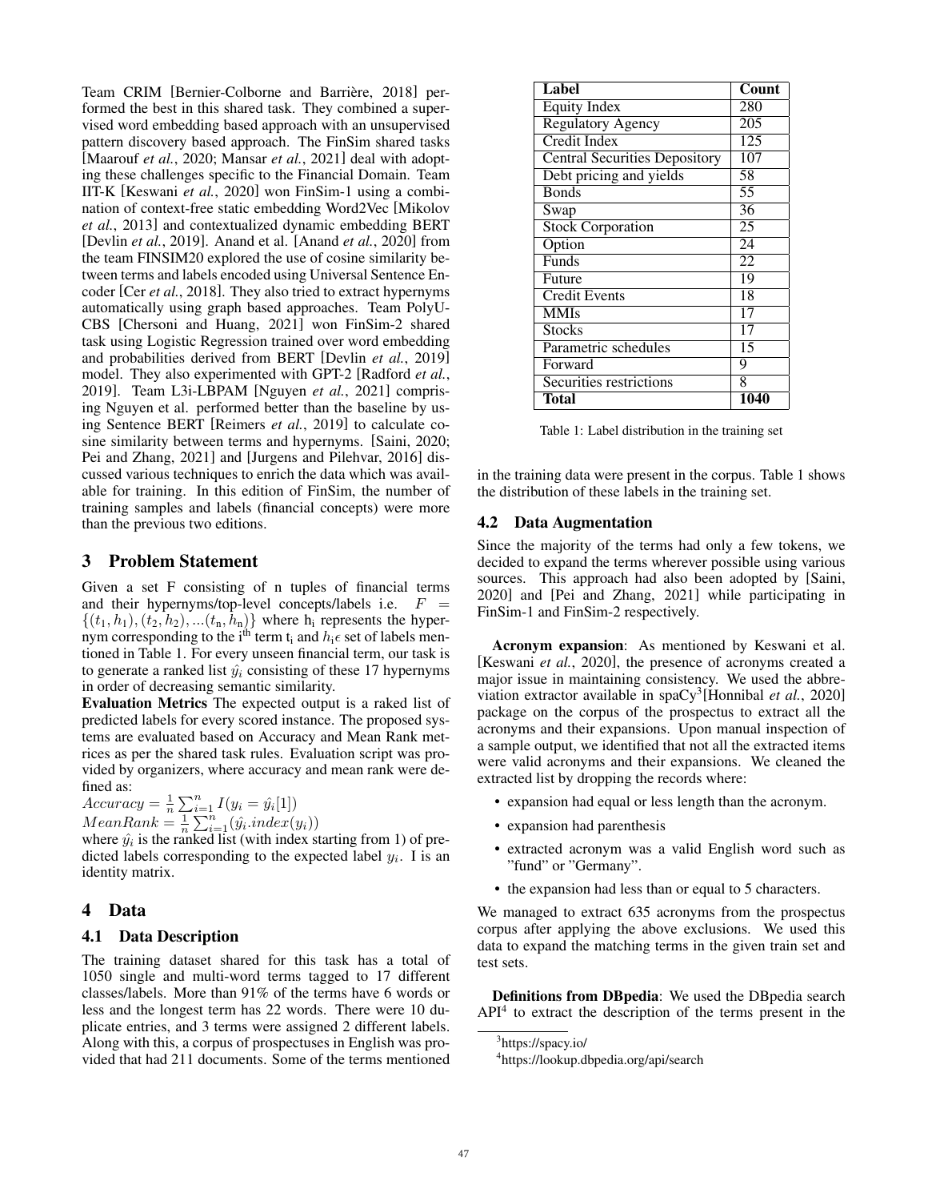Team CRIM [Bernier-Colborne and Barrière, 2018] performed the best in this shared task. They combined a supervised word embedding based approach with an unsupervised pattern discovery based approach. The FinSim shared tasks [Maarouf *et al.*, 2020; Mansar *et al.*, 2021] deal with adopting these challenges specific to the Financial Domain. Team IIT-K [Keswani *et al.*, 2020] won FinSim-1 using a combination of context-free static embedding Word2Vec [Mikolov *et al.*, 2013] and contextualized dynamic embedding BERT [Devlin *et al.*, 2019]. Anand et al. [Anand *et al.*, 2020] from the team FINSIM20 explored the use of cosine similarity between terms and labels encoded using Universal Sentence Encoder [Cer *et al.*, 2018]. They also tried to extract hypernyms automatically using graph based approaches. Team PolyU-CBS [Chersoni and Huang, 2021] won FinSim-2 shared task using Logistic Regression trained over word embedding and probabilities derived from BERT [Devlin *et al.*, 2019] model. They also experimented with GPT-2 [Radford *et al.*, 2019]. Team L3i-LBPAM [Nguyen *et al.*, 2021] comprising Nguyen et al. performed better than the baseline by using Sentence BERT [Reimers *et al.*, 2019] to calculate cosine similarity between terms and hypernyms. [Saini, 2020; Pei and Zhang, 2021] and [Jurgens and Pilehvar, 2016] discussed various techniques to enrich the data which was available for training. In this edition of FinSim, the number of training samples and labels (financial concepts) were more than the previous two editions.

## 3 Problem Statement

Given a set F consisting of n tuples of financial terms and their hypernyms/top-level concepts/labels i.e. $F = \{(t_1, h_1), (t_2, h_2), ...(t_n, h_n)\}$ where $h_i$ represents the hypernym corresponding to the $i^{th}$ term $t_i$ and $h_i \epsilon$ set of labels mentioned in Table 1. For every unseen financial term, our task is to generate a ranked list $\hat{y_i}$ consisting of these 17 hypernyms in order of decreasing semantic similarity.

**Evaluation Metrics** The expected output is a raked list of predicted labels for every scored instance. The proposed systems are evaluated based on Accuracy and Mean Rank metrices as per the shared task rules. Evaluation script was provided by organizers, where accuracy and mean rank were defined as:

$Accuracy = \frac{1}{n}\sum_{i=1}^{n} I(y_i = \hat{y_i}[1])$

$MeanRank = \frac{1}{n}\sum_{i=1}^{n} (\hat{y_i}.index(y_i))$

where $\hat{y_i}$ is the ranked list (with index starting from 1) of predicted labels corresponding to the expected label $y_i$. I is an identity matrix.

## 4 Data

### 4.1 Data Description

The training dataset shared for this task has a total of 1050 single and multi-word terms tagged to 17 different classes/labels. More than 91% of the terms have 6 words or less and the longest term has 22 words. There were 10 duplicate entries, and 3 terms were assigned 2 different labels. Along with this, a corpus of prospectuses in English was provided that had 211 documents. Some of the terms mentioned in the training data were present in the corpus. Table 1 shows the distribution of these labels in the training set.

| Label | Count |
|---|---|
| Equity Index | 280 |
| Regulatory Agency | 205 |
| Credit Index | 125 |
| Central Securities Depository | 107 |
| Debt pricing and yields | 58 |
| Bonds | 55 |
| Swap | 36 |
| Stock Corporation | 25 |
| Option | 24 |
| Funds | 22 |
| Future | 19 |
| Credit Events | 18 |
| MMIs | 17 |
| Stocks | 17 |
| Parametric schedules | 15 |
| Forward | 9 |
| Securities restrictions | 8 |
| **Total** | **1040** |

Table 1: Label distribution in the training set

### 4.2 Data Augmentation

Since the majority of the terms had only a few tokens, we decided to expand the terms wherever possible using various sources. This approach had also been adopted by [Saini, 2020] and [Pei and Zhang, 2021] while participating in FinSim-1 and FinSim-2 respectively.

**Acronym expansion**: As mentioned by Keswani et al. [Keswani *et al.*, 2020], the presence of acronyms created a major issue in maintaining consistency. We used the abbreviation extractor available in spaCy[3][Honnibal *et al.*, 2020] package on the corpus of the prospectus to extract all the acronyms and their expansions. Upon manual inspection of a sample output, we identified that not all the extracted items were valid acronyms and their expansions. We cleaned the extracted list by dropping the records where:

- expansion had equal or less length than the acronym.
- expansion had parenthesis
- extracted acronym was a valid English word such as "fund" or "Germany".
- the expansion had less than or equal to 5 characters.

We managed to extract 635 acronyms from the prospectus corpus after applying the above exclusions. We used this data to expand the matching terms in the given train set and test sets.

**Definitions from DBpedia**: We used the DBpedia search API[4] to extract the description of the terms present in the

[3]https://spacy.io/

[4]https://lookup.dbpedia.org/api/search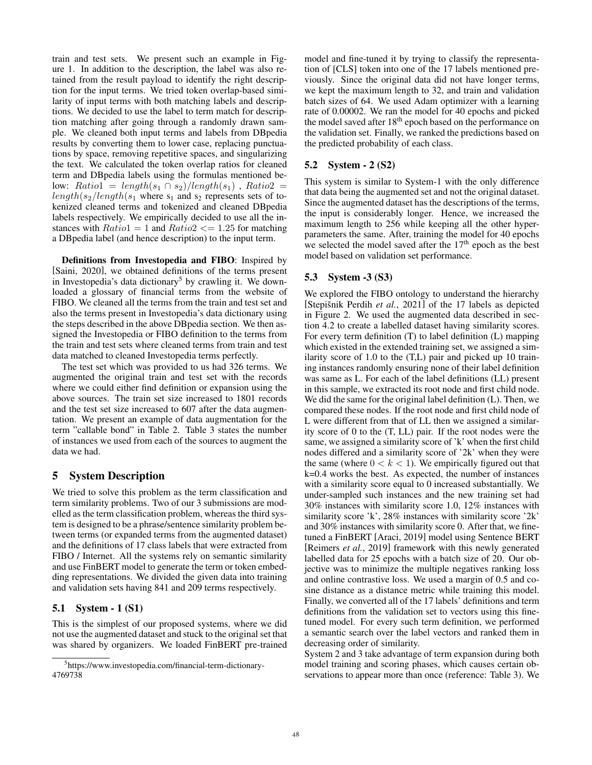train and test sets. We present such an example in Figure 1. In addition to the description, the label was also retained from the result payload to identify the right description for the input terms. We tried token overlap-based similarity of input terms with both matching labels and descriptions. We decided to use the label to term match for description matching after going through a randomly drawn sample. We cleaned both input terms and labels from DBpedia results by converting them to lower case, replacing punctuations by space, removing repetitive spaces, and singularizing the text. We calculated the token overlap ratios for cleaned term and DBpedia labels using the formulas mentioned below: $Ratio1 = length(s_1 \cap s_2)/length(s_1)$ , $Ratio2 = length(s_2/length(s_1$ where $s_1$ and $s_2$ represents sets of tokenized cleaned terms and tokenized and cleaned DBpedia labels respectively. We empirically decided to use all the instances with $Ratio1 = 1$ and $Ratio2 <= 1.25$ for matching a DBpedia label (and hence description) to the input term.

**Definitions from Investopedia and FIBO**: Inspired by [Saini, 2020], we obtained definitions of the terms present in Investopedia's data dictionary[5] by crawling it. We downloaded a glossary of financial terms from the website of FIBO. We cleaned all the terms from the train and test set and also the terms present in Investopedia's data dictionary using the steps described in the above DBpedia section. We then assigned the Investopedia or FIBO definition to the terms from the train and test sets where cleaned terms from train and test data matched to cleaned Investopedia terms perfectly.

The test set which was provided to us had 326 terms. We augmented the original train and test set with the records where we could either find definition or expansion using the above sources. The train set size increased to 1801 records and the test set size increased to 607 after the data augmentation. We present an example of data augmentation for the term "callable bond" in Table 2. Table 3 states the number of instances we used from each of the sources to augment the data we had.

## 5 System Description

We tried to solve this problem as the term classification and term similarity problems. Two of our 3 submissions are modelled as the term classification problem, whereas the third system is designed to be a phrase/sentence similarity problem between terms (or expanded terms from the augmented dataset) and the definitions of 17 class labels that were extracted from FIBO / Internet. All the systems rely on semantic similarity and use FinBERT model to generate the term or token embedding representations. We divided the given data into training and validation sets having 841 and 209 terms respectively.

### 5.1 System - 1 (S1)

This is the simplest of our proposed systems, where we did not use the augmented dataset and stuck to the original set that was shared by organizers. We loaded FinBERT pre-trained model and fine-tuned it by trying to classify the representation of [CLS] token into one of the 17 labels mentioned previously. Since the original data did not have longer terms, we kept the maximum length to 32, and train and validation batch sizes of 64. We used Adam optimizer with a learning rate of 0.00002. We ran the model for 40 epochs and picked the model saved after $18^{th}$ epoch based on the performance on the validation set. Finally, we ranked the predictions based on the predicted probability of each class.

### 5.2 System - 2 (S2)

This system is similar to System-1 with the only difference that data being the augmented set and not the original dataset. Since the augmented dataset has the descriptions of the terms, the input is considerably longer. Hence, we increased the maximum length to 256 while keeping all the other hyperparameters the same. After, training the model for 40 epochs we selected the model saved after the $17^{th}$ epoch as the best model based on validation set performance.

### 5.3 System -3 (S3)

We explored the FIBO ontology to understand the hierarchy [Stepišnik Perdih *et al.*, 2021] of the 17 labels as depicted in Figure 2. We used the augmented data described in section 4.2 to create a labelled dataset having similarity scores. For every term definition (T) to label definition (L) mapping which existed in the extended training set, we assigned a similarity score of 1.0 to the (T,L) pair and picked up 10 training instances randomly ensuring none of their label definition was same as L. For each of the label definitions (LL) present in this sample, we extracted its root node and first child node. We did the same for the original label definition (L). Then, we compared these nodes. If the root node and first child node of L were different from that of LL then we assigned a similarity score of 0 to the (T, LL) pair. If the root nodes were the same, we assigned a similarity score of 'k' when the first child nodes differed and a similarity score of '2k' when they were the same (where $0 < k < 1$). We empirically figured out that k=0.4 works the best. As expected, the number of instances with a similarity score equal to 0 increased substantially. We under-sampled such instances and the new training set had 30% instances with similarity score 1.0, 12% instances with similarity score 'k', 28% instances with similarity score '2k' and 30% instances with similarity score 0. After that, we fine-tuned a FinBERT [Araci, 2019] model using Sentence BERT [Reimers *et al.*, 2019] framework with this newly generated labelled data for 25 epochs with a batch size of 20. Our objective was to minimize the multiple negatives ranking loss and online contrastive loss. We used a margin of 0.5 and cosine distance as a distance metric while training this model. Finally, we converted all of the 17 labels' definitions and term definitions from the validation set to vectors using this fine-tuned model. For every such term definition, we performed a semantic search over the label vectors and ranked them in decreasing order of similarity.

System 2 and 3 take advantage of term expansion during both model training and scoring phases, which causes certain observations to appear more than once (reference: Table 3). We

[5] https://www.investopedia.com/financial-term-dictionary-4769738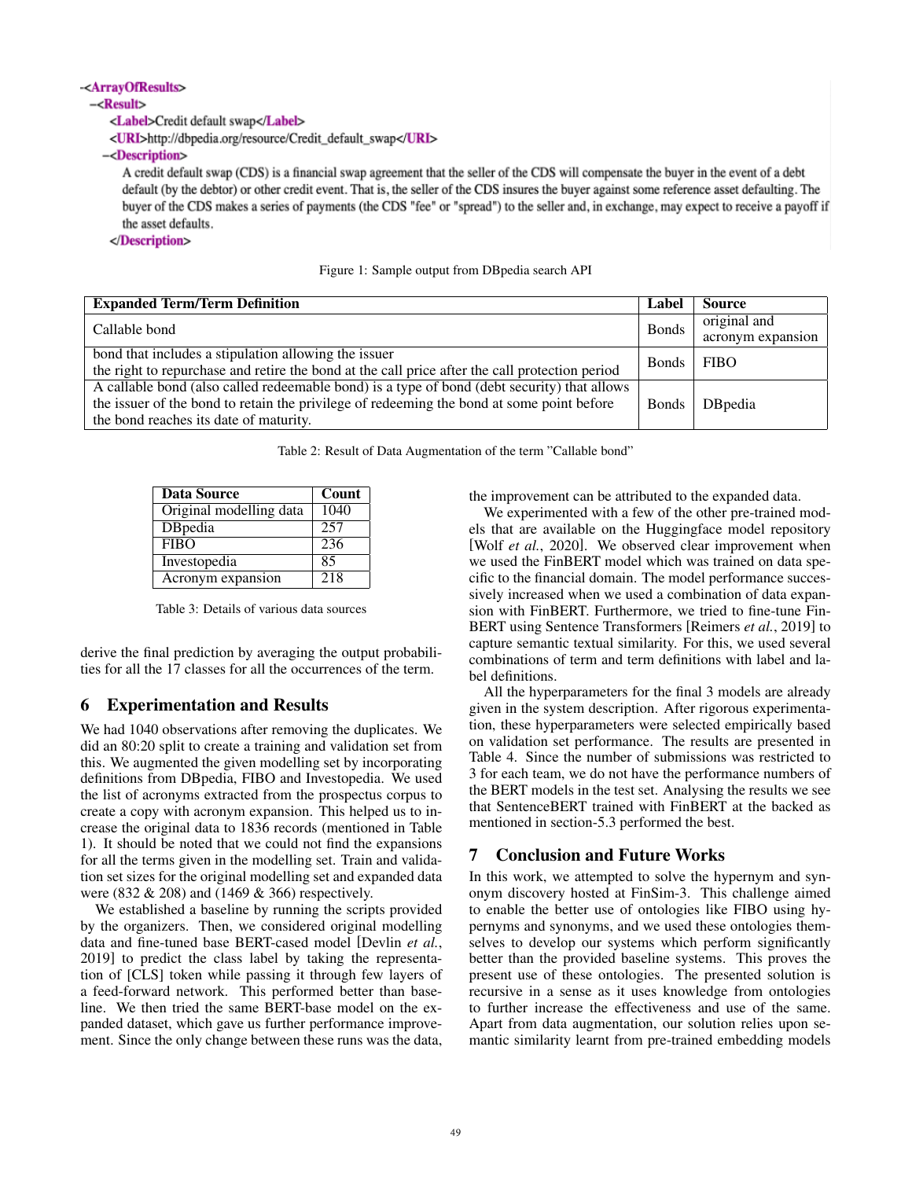```
-<ArrayOfResults>
 -<Result>
   <Label>Credit default swap</Label>
   <URI>http://dbpedia.org/resource/Credit_default_swap</URI>
  -<Description>
     A credit default swap (CDS) is a financial swap agreement that the seller of the CDS will compensate the buyer in the event of a debt default (by the debtor) or other credit event. That is, the seller of the CDS insures the buyer against some reference asset defaulting. The buyer of the CDS makes a series of payments (the CDS "fee" or "spread") to the seller and, in exchange, may expect to receive a payoff if the asset defaults.
   </Description>
```

Figure 1: Sample output from DBpedia search API

| Expanded Term/Term Definition | Label | Source |
|---|---|---|
| Callable bond | Bonds | original and acronym expansion |
| bond that includes a stipulation allowing the issuer the right to repurchase and retire the bond at the call price after the call protection period | Bonds | FIBO |
| A callable bond (also called redeemable bond) is a type of bond (debt security) that allows the issuer of the bond to retain the privilege of redeeming the bond at some point before the bond reaches its date of maturity. | Bonds | DBpedia |

Table 2: Result of Data Augmentation of the term "Callable bond"

| Data Source | Count |
|---|---|
| Original modelling data | 1040 |
| DBpedia | 257 |
| FIBO | 236 |
| Investopedia | 85 |
| Acronym expansion | 218 |

Table 3: Details of various data sources

derive the final prediction by averaging the output probabilities for all the 17 classes for all the occurrences of the term.

## 6 Experimentation and Results

We had 1040 observations after removing the duplicates. We did an 80:20 split to create a training and validation set from this. We augmented the given modelling set by incorporating definitions from DBpedia, FIBO and Investopedia. We used the list of acronyms extracted from the prospectus corpus to create a copy with acronym expansion. This helped us to increase the original data to 1836 records (mentioned in Table 1). It should be noted that we could not find the expansions for all the terms given in the modelling set. Train and validation set sizes for the original modelling set and expanded data were (832 & 208) and (1469 & 366) respectively.

We established a baseline by running the scripts provided by the organizers. Then, we considered original modelling data and fine-tuned base BERT-cased model [Devlin *et al.*, 2019] to predict the class label by taking the representation of [CLS] token while passing it through few layers of a feed-forward network. This performed better than baseline. We then tried the same BERT-base model on the expanded dataset, which gave us further performance improvement. Since the only change between these runs was the data, the improvement can be attributed to the expanded data.

We experimented with a few of the other pre-trained models that are available on the Huggingface model repository [Wolf *et al.*, 2020]. We observed clear improvement when we used the FinBERT model which was trained on data specific to the financial domain. The model performance successively increased when we used a combination of data expansion with FinBERT. Furthermore, we tried to fine-tune FinBERT using Sentence Transformers [Reimers *et al.*, 2019] to capture semantic textual similarity. For this, we used several combinations of term and term definitions with label and label definitions.

All the hyperparameters for the final 3 models are already given in the system description. After rigorous experimentation, these hyperparameters were selected empirically based on validation set performance. The results are presented in Table 4. Since the number of submissions was restricted to 3 for each team, we do not have the performance numbers of the BERT models in the test set. Analysing the results we see that SentenceBERT trained with FinBERT at the backed as mentioned in section-5.3 performed the best.

## 7 Conclusion and Future Works

In this work, we attempted to solve the hypernym and synonym discovery hosted at FinSim-3. This challenge aimed to enable the better use of ontologies like FIBO using hypernyms and synonyms, and we used these ontologies themselves to develop our systems which perform significantly better than the provided baseline systems. This proves the present use of these ontologies. The presented solution is recursive in a sense as it uses knowledge from ontologies to further increase the effectiveness and use of the same. Apart from data augmentation, our solution relies upon semantic similarity learnt from pre-trained embedding models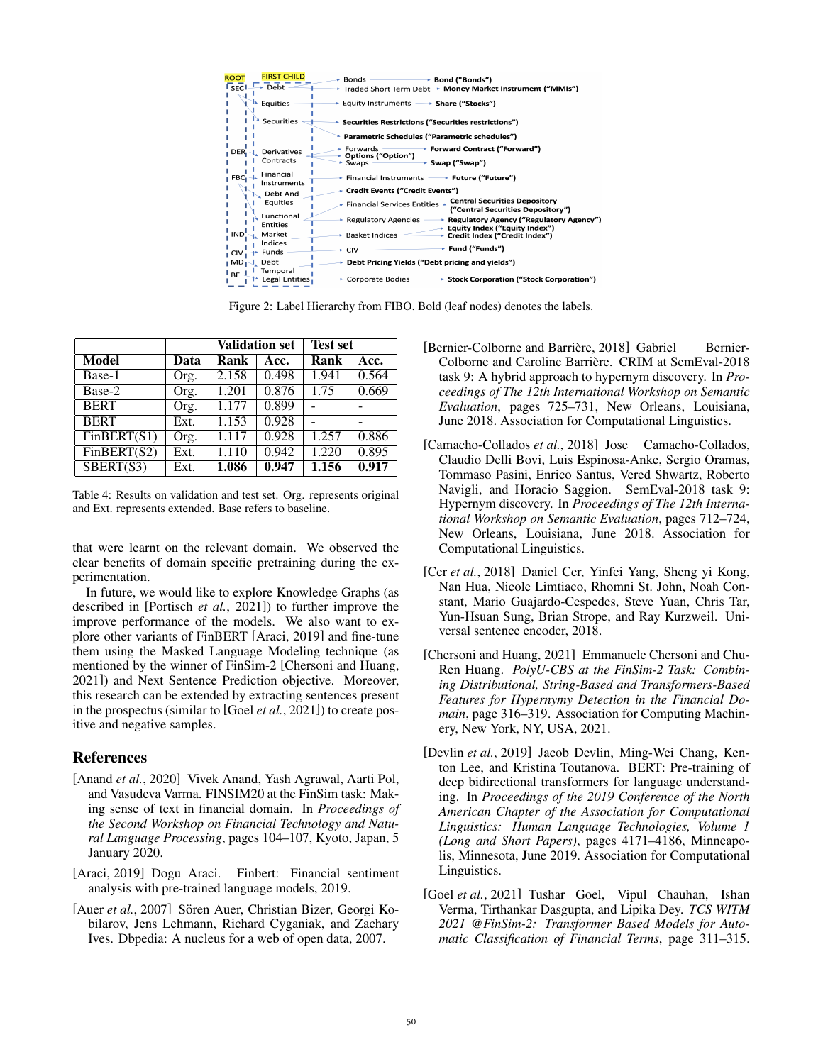Figure 2: Label Hierarchy from FIBO. Bold (leaf nodes) denotes the labels.

| | | Validation set | | Test set | |
|---|---|---|---|---|---|
| **Model** | **Data** | **Rank** | **Acc.** | **Rank** | **Acc.** |
| Base-1 | Org. | 2.158 | 0.498 | 1.941 | 0.564 |
| Base-2 | Org. | 1.201 | 0.876 | 1.75 | 0.669 |
| BERT | Org. | 1.177 | 0.899 | - | - |
| BERT | Ext. | 1.153 | 0.928 | - | - |
| FinBERT(S1) | Org. | 1.117 | 0.928 | 1.257 | 0.886 |
| FinBERT(S2) | Ext. | 1.110 | 0.942 | 1.220 | 0.895 |
| SBERT(S3) | Ext. | **1.086** | **0.947** | **1.156** | **0.917** |

Table 4: Results on validation and test set. Org. represents original and Ext. represents extended. Base refers to baseline.

that were learnt on the relevant domain. We observed the clear benefits of domain specific pretraining during the experimentation.

In future, we would like to explore Knowledge Graphs (as described in [Portisch *et al.*, 2021]) to further improve the improve performance of the models. We also want to explore other variants of FinBERT [Araci, 2019] and fine-tune them using the Masked Language Modeling technique (as mentioned by the winner of FinSim-2 [Chersoni and Huang, 2021]) and Next Sentence Prediction objective. Moreover, this research can be extended by extracting sentences present in the prospectus (similar to [Goel *et al.*, 2021]) to create positive and negative samples.

## References

[Anand *et al.*, 2020] Vivek Anand, Yash Agrawal, Aarti Pol, and Vasudeva Varma. FINSIM20 at the FinSim task: Making sense of text in financial domain. In *Proceedings of the Second Workshop on Financial Technology and Natural Language Processing*, pages 104–107, Kyoto, Japan, 5 January 2020.

[Araci, 2019] Dogu Araci. Finbert: Financial sentiment analysis with pre-trained language models, 2019.

[Auer *et al.*, 2007] Sören Auer, Christian Bizer, Georgi Kobilarov, Jens Lehmann, Richard Cyganiak, and Zachary Ives. Dbpedia: A nucleus for a web of open data, 2007.

[Bernier-Colborne and Barrière, 2018] Gabriel Bernier-Colborne and Caroline Barrière. CRIM at SemEval-2018 task 9: A hybrid approach to hypernym discovery. In *Proceedings of The 12th International Workshop on Semantic Evaluation*, pages 725–731, New Orleans, Louisiana, June 2018. Association for Computational Linguistics.

[Camacho-Collados *et al.*, 2018] Jose Camacho-Collados, Claudio Delli Bovi, Luis Espinosa-Anke, Sergio Oramas, Tommaso Pasini, Enrico Santus, Vered Shwartz, Roberto Navigli, and Horacio Saggion. SemEval-2018 task 9: Hypernym discovery. In *Proceedings of The 12th International Workshop on Semantic Evaluation*, pages 712–724, New Orleans, Louisiana, June 2018. Association for Computational Linguistics.

[Cer *et al.*, 2018] Daniel Cer, Yinfei Yang, Sheng yi Kong, Nan Hua, Nicole Limtiaco, Rhomni St. John, Noah Constant, Mario Guajardo-Cespedes, Steve Yuan, Chris Tar, Yun-Hsuan Sung, Brian Strope, and Ray Kurzweil. Universal sentence encoder, 2018.

[Chersoni and Huang, 2021] Emmanuele Chersoni and Chu-Ren Huang. *PolyU-CBS at the FinSim-2 Task: Combining Distributional, String-Based and Transformers-Based Features for Hypernymy Detection in the Financial Domain*, page 316–319. Association for Computing Machinery, New York, NY, USA, 2021.

[Devlin *et al.*, 2019] Jacob Devlin, Ming-Wei Chang, Kenton Lee, and Kristina Toutanova. BERT: Pre-training of deep bidirectional transformers for language understanding. In *Proceedings of the 2019 Conference of the North American Chapter of the Association for Computational Linguistics: Human Language Technologies, Volume 1 (Long and Short Papers)*, pages 4171–4186, Minneapolis, Minnesota, June 2019. Association for Computational Linguistics.

[Goel *et al.*, 2021] Tushar Goel, Vipul Chauhan, Ishan Verma, Tirthankar Dasgupta, and Lipika Dey. *TCS WITM 2021 @FinSim-2: Transformer Based Models for Automatic Classification of Financial Terms*, page 311–315.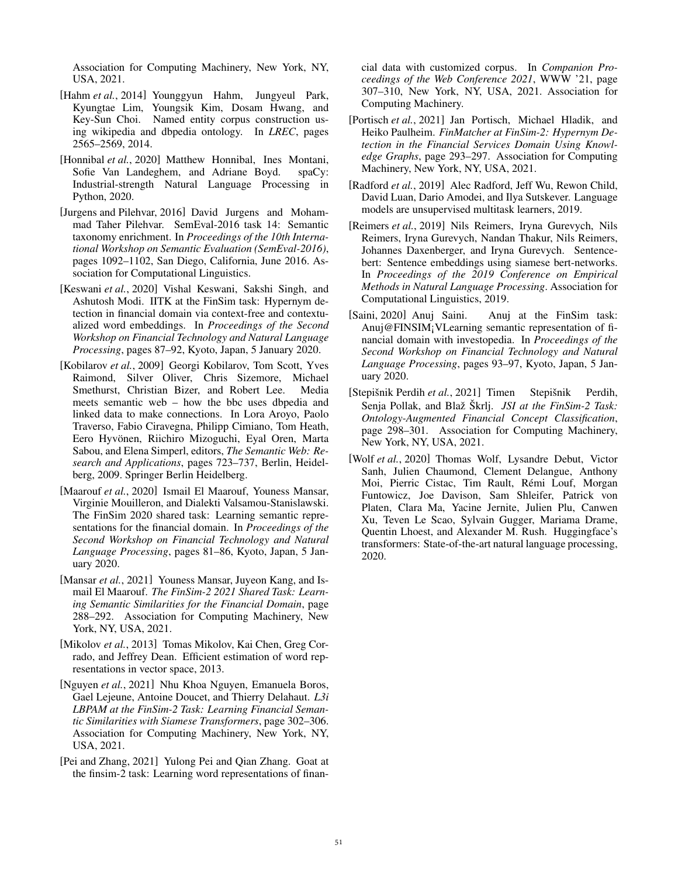Association for Computing Machinery, New York, NY, USA, 2021.

[Hahm *et al.*, 2014] Younggyun Hahm, Jungyeul Park, Kyungtae Lim, Youngsik Kim, Dosam Hwang, and Key-Sun Choi. Named entity corpus construction using wikipedia and dbpedia ontology. In *LREC*, pages 2565–2569, 2014.

[Honnibal *et al.*, 2020] Matthew Honnibal, Ines Montani, Sofie Van Landeghem, and Adriane Boyd. spaCy: Industrial-strength Natural Language Processing in Python, 2020.

[Jurgens and Pilehvar, 2016] David Jurgens and Mohammad Taher Pilehvar. SemEval-2016 task 14: Semantic taxonomy enrichment. In *Proceedings of the 10th International Workshop on Semantic Evaluation (SemEval-2016)*, pages 1092–1102, San Diego, California, June 2016. Association for Computational Linguistics.

[Keswani *et al.*, 2020] Vishal Keswani, Sakshi Singh, and Ashutosh Modi. IITK at the FinSim task: Hypernym detection in financial domain via context-free and contextualized word embeddings. In *Proceedings of the Second Workshop on Financial Technology and Natural Language Processing*, pages 87–92, Kyoto, Japan, 5 January 2020.

[Kobilarov *et al.*, 2009] Georgi Kobilarov, Tom Scott, Yves Raimond, Silver Oliver, Chris Sizemore, Michael Smethurst, Christian Bizer, and Robert Lee. Media meets semantic web – how the bbc uses dbpedia and linked data to make connections. In Lora Aroyo, Paolo Traverso, Fabio Ciravegna, Philipp Cimiano, Tom Heath, Eero Hyvönen, Riichiro Mizoguchi, Eyal Oren, Marta Sabou, and Elena Simperl, editors, *The Semantic Web: Research and Applications*, pages 723–737, Berlin, Heidelberg, 2009. Springer Berlin Heidelberg.

[Maarouf *et al.*, 2020] Ismail El Maarouf, Youness Mansar, Virginie Mouilleron, and Dialekti Valsamou-Stanislawski. The FinSim 2020 shared task: Learning semantic representations for the financial domain. In *Proceedings of the Second Workshop on Financial Technology and Natural Language Processing*, pages 81–86, Kyoto, Japan, 5 January 2020.

[Mansar *et al.*, 2021] Youness Mansar, Juyeon Kang, and Ismail El Maarouf. *The FinSim-2 2021 Shared Task: Learning Semantic Similarities for the Financial Domain*, page 288–292. Association for Computing Machinery, New York, NY, USA, 2021.

[Mikolov *et al.*, 2013] Tomas Mikolov, Kai Chen, Greg Corrado, and Jeffrey Dean. Efficient estimation of word representations in vector space, 2013.

[Nguyen *et al.*, 2021] Nhu Khoa Nguyen, Emanuela Boros, Gael Lejeune, Antoine Doucet, and Thierry Delahaut. *L3i LBPAM at the FinSim-2 Task: Learning Financial Semantic Similarities with Siamese Transformers*, page 302–306. Association for Computing Machinery, New York, NY, USA, 2021.

[Pei and Zhang, 2021] Yulong Pei and Qian Zhang. Goat at the finsim-2 task: Learning word representations of financial data with customized corpus. In *Companion Proceedings of the Web Conference 2021*, WWW '21, page 307–310, New York, NY, USA, 2021. Association for Computing Machinery.

[Portisch *et al.*, 2021] Jan Portisch, Michael Hladik, and Heiko Paulheim. *FinMatcher at FinSim-2: Hypernym Detection in the Financial Services Domain Using Knowledge Graphs*, page 293–297. Association for Computing Machinery, New York, NY, USA, 2021.

[Radford *et al.*, 2019] Alec Radford, Jeff Wu, Rewon Child, David Luan, Dario Amodei, and Ilya Sutskever. Language models are unsupervised multitask learners, 2019.

[Reimers *et al.*, 2019] Nils Reimers, Iryna Gurevych, Nils Reimers, Iryna Gurevych, Nandan Thakur, Nils Reimers, Johannes Daxenberger, and Iryna Gurevych. Sentence-bert: Sentence embeddings using siamese bert-networks. In *Proceedings of the 2019 Conference on Empirical Methods in Natural Language Processing*. Association for Computational Linguistics, 2019.

[Saini, 2020] Anuj Saini. Anuj at the FinSim task: Anuj@FINSIM¡VLearning semantic representation of financial domain with investopedia. In *Proceedings of the Second Workshop on Financial Technology and Natural Language Processing*, pages 93–97, Kyoto, Japan, 5 January 2020.

[Stepišnik Perdih *et al.*, 2021] Timen Stepišnik Perdih, Senja Pollak, and Blaž Škrlj. *JSI at the FinSim-2 Task: Ontology-Augmented Financial Concept Classification*, page 298–301. Association for Computing Machinery, New York, NY, USA, 2021.

[Wolf *et al.*, 2020] Thomas Wolf, Lysandre Debut, Victor Sanh, Julien Chaumond, Clement Delangue, Anthony Moi, Pierric Cistac, Tim Rault, Rémi Louf, Morgan Funtowicz, Joe Davison, Sam Shleifer, Patrick von Platen, Clara Ma, Yacine Jernite, Julien Plu, Canwen Xu, Teven Le Scao, Sylvain Gugger, Mariama Drame, Quentin Lhoest, and Alexander M. Rush. Huggingface's transformers: State-of-the-art natural language processing, 2020.